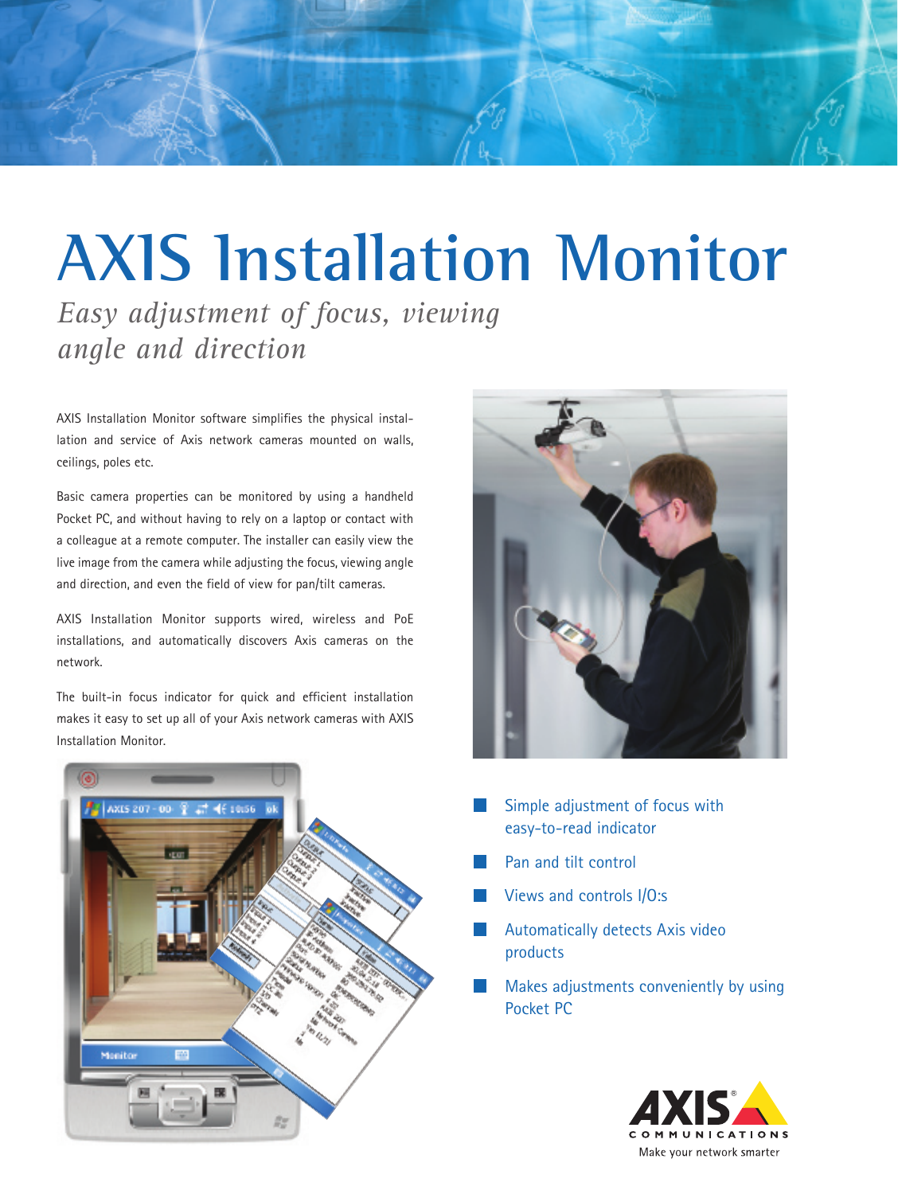# AXIS Installation Monitor

*Easy adjustment of focus, viewing angle and direction*

AXIS Installation Monitor software simplifies the physical installation and service of Axis network cameras mounted on walls, ceilings, poles etc.

Basic camera properties can be monitored by using a handheld Pocket PC, and without having to rely on a laptop or contact with a colleague at a remote computer. The installer can easily view the live image from the camera while adjusting the focus, viewing angle and direction, and even the field of view for pan/tilt cameras.

AXIS Installation Monitor supports wired, wireless and PoE installations, and automatically discovers Axis cameras on the network.

The built-in focus indicator for quick and efficient installation makes it easy to set up all of your Axis network cameras with AXIS Installation Monitor.

- Simple adjustment of focus with easy-to-read indicator
- Pan and tilt control
- Views and controls I/O:s
- Automatically detects Axis video products
- Makes adjustments conveniently by using Pocket PC

AXIS COMMUNICATIONS

Make your network smarter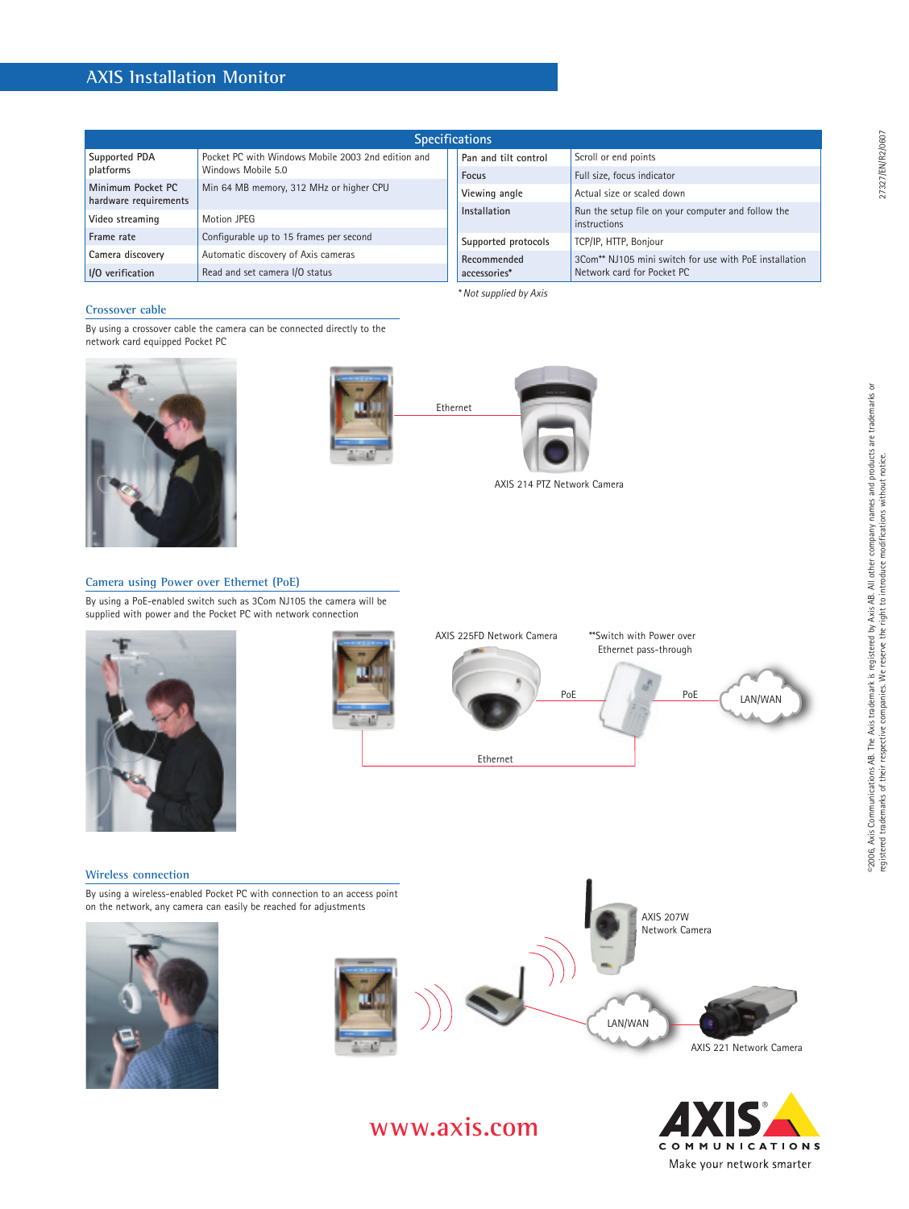# AXIS Installation Monitor

## Specifications

| | | | |
|---|---|---|---|
| Supported PDA platforms | Pocket PC with Windows Mobile 2003 2nd edition and Windows Mobile 5.0 | Pan and tilt control | Scroll or end points |
| Minimum Pocket PC hardware requirements | Min 64 MB memory, 312 MHz or higher CPU | Focus | Full size, focus indicator |
| Video streaming | Motion JPEG | Viewing angle | Actual size or scaled down |
| Frame rate | Configurable up to 15 frames per second | Installation | Run the setup file on your computer and follow the instructions |
| Camera discovery | Automatic discovery of Axis cameras | Supported protocols | TCP/IP, HTTP, Bonjour |
| I/O verification | Read and set camera I/O status | Recommended accessories* | 3Com** NJ105 mini switch for use with PoE installation<br>Network card for Pocket PC |

*\* Not supplied by Axis*

### Crossover cable

By using a crossover cable the camera can be connected directly to the network card equipped Pocket PC

Ethernet

AXIS 214 PTZ Network Camera

### Camera using Power over Ethernet (PoE)

By using a PoE-enabled switch such as 3Com NJ105 the camera will be supplied with power and the Pocket PC with network connection

AXIS 225FD Network Camera

**Switch with Power over Ethernet pass-through

PoE

PoE

LAN/WAN

Ethernet

### Wireless connection

By using a wireless-enabled Pocket PC with connection to an access point on the network, any camera can easily be reached for adjustments

AXIS 207W Network Camera

LAN/WAN

AXIS 221 Network Camera

www.axis.com

Make your network smarter

27327/EN/R2/0607

©2006, Axis Communications AB. The Axis trademark is registered by Axis AB. All other company names and products are trademarks or registered trademarks of their respective companies. We reserve the right to introduce modifications without notice.